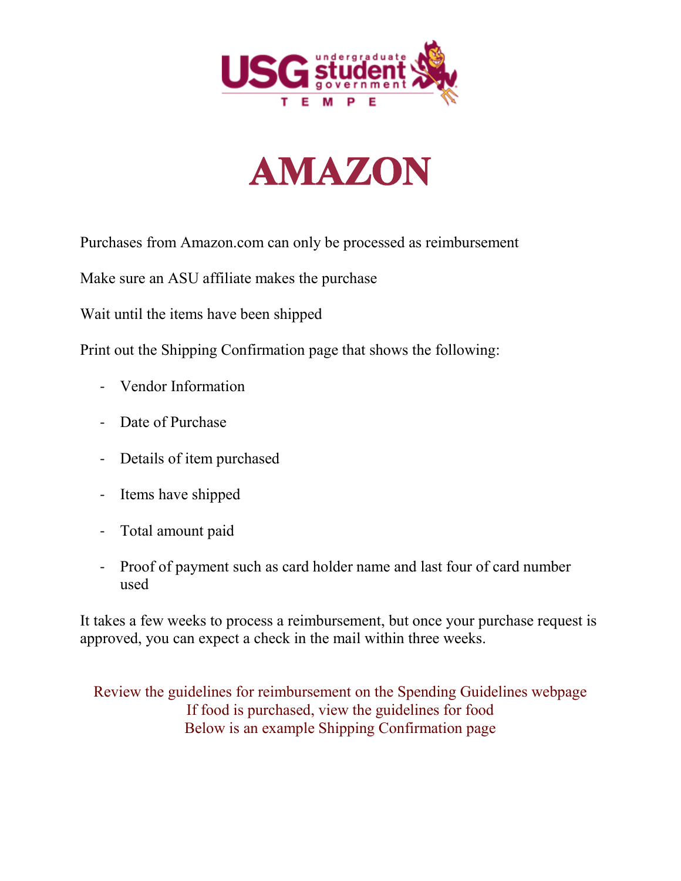# AMAZON

Purchases from Amazon.com can only be processed as reimbursement

Make sure an ASU affiliate makes the purchase

Wait until the items have been shipped

Print out the Shipping Confirmation page that shows the following:

- Vendor Information
- Date of Purchase
- Details of item purchased
- Items have shipped
- Total amount paid
- Proof of payment such as card holder name and last four of card number used

It takes a few weeks to process a reimbursement, but once your purchase request is approved, you can expect a check in the mail within three weeks.

Review the guidelines for reimbursement on the Spending Guidelines webpage
If food is purchased, view the guidelines for food
Below is an example Shipping Confirmation page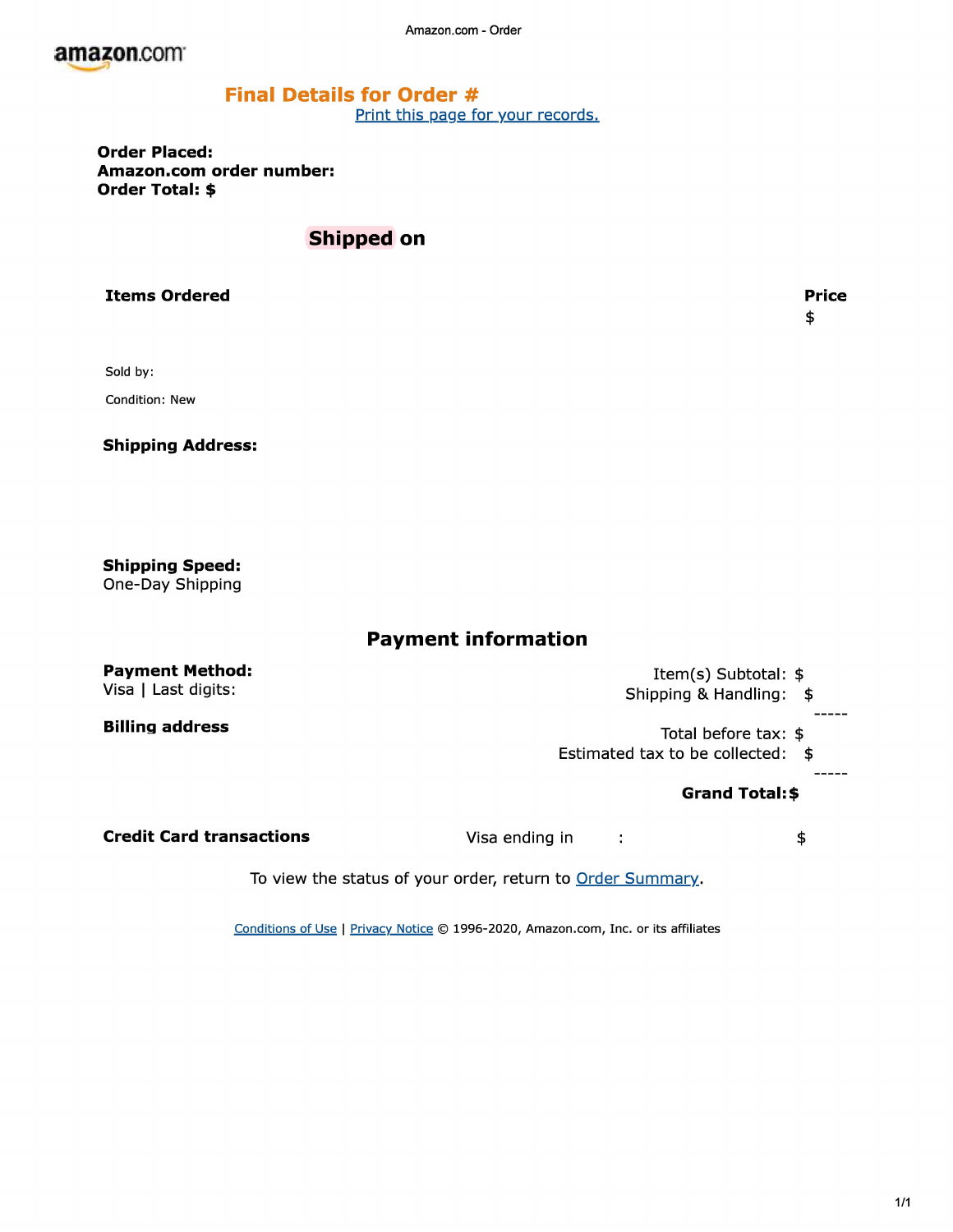![amazon.com]

## Final Details for Order #

[Print this page for your records.]

**Order Placed:**
**Amazon.com order number:**
**Order Total: $**

### Shipped on

| **Items Ordered** | **Price** |
|---|---|
| | $ |
| Sold by: | |
| Condition: New | |

**Shipping Address:**

**Shipping Speed:**
One-Day Shipping

### Payment information

**Payment Method:**
Visa | Last digits:

**Billing address**

| | |
|---|---|
| Item(s) Subtotal: | $ |
| Shipping & Handling: | $ |
| | ----- |
| Total before tax: | $ |
| Estimated tax to be collected: | $ |
| | ----- |
| **Grand Total:** | **$** |

**Credit Card transactions** Visa ending in : $

To view the status of your order, return to Order Summary.

Conditions of Use | Privacy Notice © 1996-2020, Amazon.com, Inc. or its affiliates